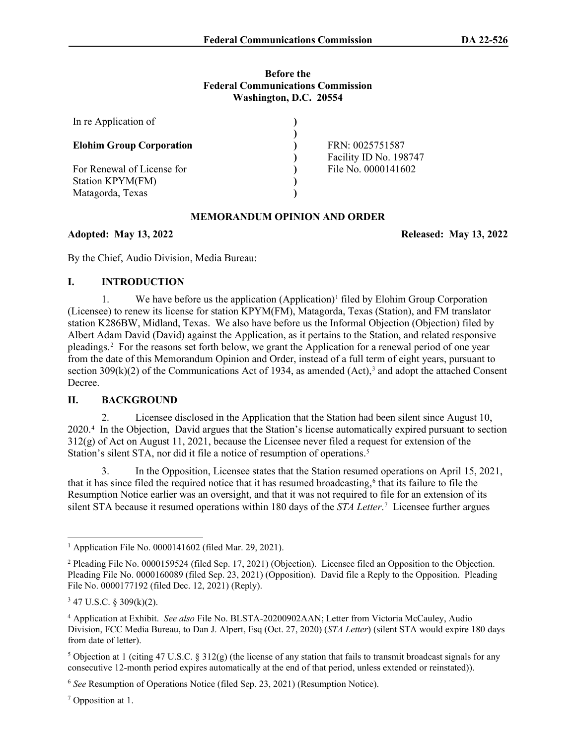Before the
Federal Communications Commission
Washington, D.C. 20554

| In re Application of | ) | |
|---|---|---|
| | ) | |
| **Elohim Group Corporation** | ) | FRN: 0025751587 |
| | ) | Facility ID No. 198747 |
| For Renewal of License for | ) | File No. 0000141602 |
| Station KPYM(FM) | ) | |
| Matagorda, Texas | ) | |

## MEMORANDUM OPINION AND ORDER

**Adopted: May 13, 2022** **Released: May 13, 2022**

By the Chief, Audio Division, Media Bureau:

## I. INTRODUCTION

1. We have before us the application (Application)[1] filed by Elohim Group Corporation (Licensee) to renew its license for station KPYM(FM), Matagorda, Texas (Station), and FM translator station K286BW, Midland, Texas. We also have before us the Informal Objection (Objection) filed by Albert Adam David (David) against the Application, as it pertains to the Station, and related responsive pleadings.[2] For the reasons set forth below, we grant the Application for a renewal period of one year from the date of this Memorandum Opinion and Order, instead of a full term of eight years, pursuant to section 309(k)(2) of the Communications Act of 1934, as amended (Act),[3] and adopt the attached Consent Decree.

## II. BACKGROUND

2. Licensee disclosed in the Application that the Station had been silent since August 10, 2020.[4] In the Objection, David argues that the Station's license automatically expired pursuant to section 312(g) of Act on August 11, 2021, because the Licensee never filed a request for extension of the Station's silent STA, nor did it file a notice of resumption of operations.[5]

3. In the Opposition, Licensee states that the Station resumed operations on April 15, 2021, that it has since filed the required notice that it has resumed broadcasting,[6] that its failure to file the Resumption Notice earlier was an oversight, and that it was not required to file for an extension of its silent STA because it resumed operations within 180 days of the *STA Letter*.[7] Licensee further argues

---

[1] Application File No. 0000141602 (filed Mar. 29, 2021).

[2] Pleading File No. 0000159524 (filed Sep. 17, 2021) (Objection). Licensee filed an Opposition to the Objection. Pleading File No. 0000160089 (filed Sep. 23, 2021) (Opposition). David file a Reply to the Opposition. Pleading File No. 0000177192 (filed Dec. 12, 2021) (Reply).

[3] 47 U.S.C. § 309(k)(2).

[4] Application at Exhibit. *See also* File No. BLSTA-20200902AAN; Letter from Victoria McCauley, Audio Division, FCC Media Bureau, to Dan J. Alpert, Esq (Oct. 27, 2020) (*STA Letter*) (silent STA would expire 180 days from date of letter).

[5] Objection at 1 (citing 47 U.S.C. § 312(g) (the license of any station that fails to transmit broadcast signals for any consecutive 12-month period expires automatically at the end of that period, unless extended or reinstated)).

[6] *See* Resumption of Operations Notice (filed Sep. 23, 2021) (Resumption Notice).

[7] Opposition at 1.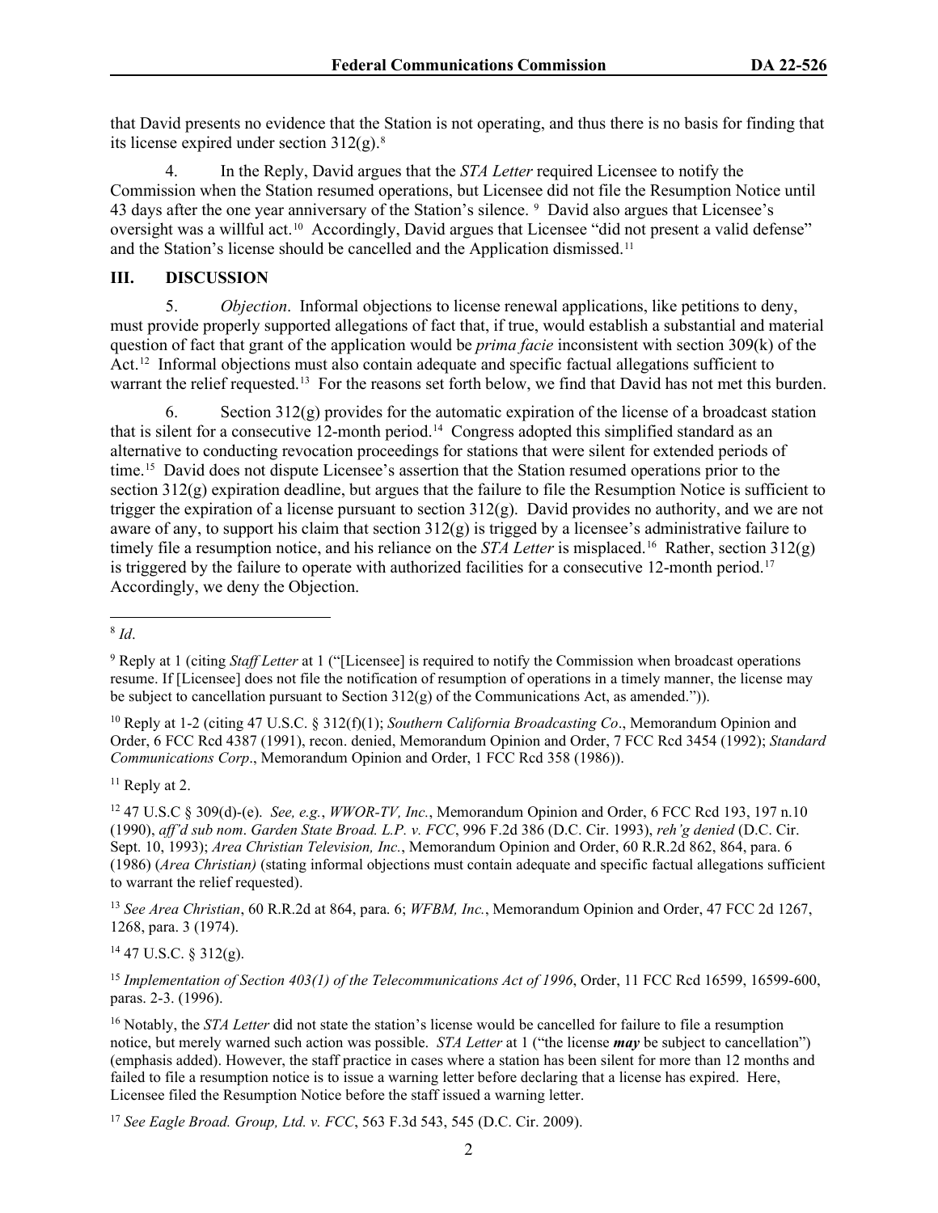that David presents no evidence that the Station is not operating, and thus there is no basis for finding that its license expired under section 312(g).[8]

4. In the Reply, David argues that the *STA Letter* required Licensee to notify the Commission when the Station resumed operations, but Licensee did not file the Resumption Notice until 43 days after the one year anniversary of the Station's silence.[9] David also argues that Licensee's oversight was a willful act.[10] Accordingly, David argues that Licensee "did not present a valid defense" and the Station's license should be cancelled and the Application dismissed.[11]

## III. DISCUSSION

5. *Objection*. Informal objections to license renewal applications, like petitions to deny, must provide properly supported allegations of fact that, if true, would establish a substantial and material question of fact that grant of the application would be *prima facie* inconsistent with section 309(k) of the Act.[12] Informal objections must also contain adequate and specific factual allegations sufficient to warrant the relief requested.[13] For the reasons set forth below, we find that David has not met this burden.

6. Section 312(g) provides for the automatic expiration of the license of a broadcast station that is silent for a consecutive 12-month period.[14] Congress adopted this simplified standard as an alternative to conducting revocation proceedings for stations that were silent for extended periods of time.[15] David does not dispute Licensee's assertion that the Station resumed operations prior to the section 312(g) expiration deadline, but argues that the failure to file the Resumption Notice is sufficient to trigger the expiration of a license pursuant to section 312(g). David provides no authority, and we are not aware of any, to support his claim that section 312(g) is trigged by a licensee's administrative failure to timely file a resumption notice, and his reliance on the *STA Letter* is misplaced.[16] Rather, section 312(g) is triggered by the failure to operate with authorized facilities for a consecutive 12-month period.[17] Accordingly, we deny the Objection.

---

[8] *Id*.

[9] Reply at 1 (citing *Staff Letter* at 1 ("[Licensee] is required to notify the Commission when broadcast operations resume. If [Licensee] does not file the notification of resumption of operations in a timely manner, the license may be subject to cancellation pursuant to Section 312(g) of the Communications Act, as amended.")).

[10] Reply at 1-2 (citing 47 U.S.C. § 312(f)(1); *Southern California Broadcasting Co*., Memorandum Opinion and Order, 6 FCC Rcd 4387 (1991), recon. denied, Memorandum Opinion and Order, 7 FCC Rcd 3454 (1992); *Standard Communications Corp*., Memorandum Opinion and Order, 1 FCC Rcd 358 (1986)).

[11] Reply at 2.

[12] 47 U.S.C § 309(d)-(e). *See, e.g.*, *WWOR-TV, Inc.*, Memorandum Opinion and Order, 6 FCC Rcd 193, 197 n.10 (1990), *aff'd sub nom*. *Garden State Broad. L.P. v. FCC*, 996 F.2d 386 (D.C. Cir. 1993), *reh'g denied* (D.C. Cir. Sept. 10, 1993); *Area Christian Television, Inc.*, Memorandum Opinion and Order, 60 R.R.2d 862, 864, para. 6 (1986) (*Area Christian)* (stating informal objections must contain adequate and specific factual allegations sufficient to warrant the relief requested).

[13] *See Area Christian*, 60 R.R.2d at 864, para. 6; *WFBM, Inc.*, Memorandum Opinion and Order, 47 FCC 2d 1267, 1268, para. 3 (1974).

[14] 47 U.S.C. § 312(g).

[15] *Implementation of Section 403(l) of the Telecommunications Act of 1996*, Order, 11 FCC Rcd 16599, 16599-600, paras. 2-3. (1996).

[16] Notably, the *STA Letter* did not state the station's license would be cancelled for failure to file a resumption notice, but merely warned such action was possible. *STA Letter* at 1 ("the license ***may*** be subject to cancellation") (emphasis added). However, the staff practice in cases where a station has been silent for more than 12 months and failed to file a resumption notice is to issue a warning letter before declaring that a license has expired. Here, Licensee filed the Resumption Notice before the staff issued a warning letter.

[17] *See Eagle Broad. Group, Ltd. v. FCC*, 563 F.3d 543, 545 (D.C. Cir. 2009).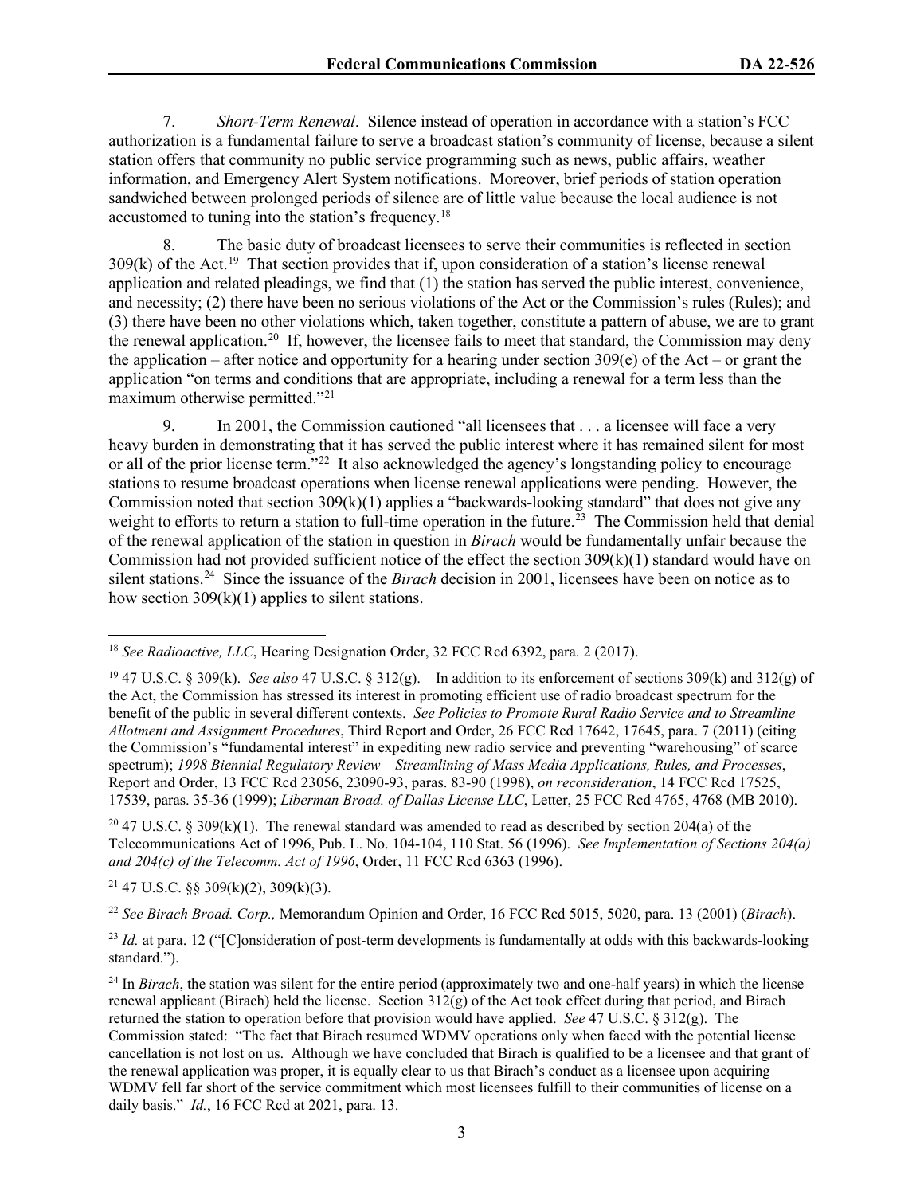7. *Short-Term Renewal*. Silence instead of operation in accordance with a station's FCC authorization is a fundamental failure to serve a broadcast station's community of license, because a silent station offers that community no public service programming such as news, public affairs, weather information, and Emergency Alert System notifications. Moreover, brief periods of station operation sandwiched between prolonged periods of silence are of little value because the local audience is not accustomed to tuning into the station's frequency.[18]

8. The basic duty of broadcast licensees to serve their communities is reflected in section 309(k) of the Act.[19] That section provides that if, upon consideration of a station's license renewal application and related pleadings, we find that (1) the station has served the public interest, convenience, and necessity; (2) there have been no serious violations of the Act or the Commission's rules (Rules); and (3) there have been no other violations which, taken together, constitute a pattern of abuse, we are to grant the renewal application.[20] If, however, the licensee fails to meet that standard, the Commission may deny the application – after notice and opportunity for a hearing under section 309(e) of the Act – or grant the application "on terms and conditions that are appropriate, including a renewal for a term less than the maximum otherwise permitted."[21]

9. In 2001, the Commission cautioned "all licensees that . . . a licensee will face a very heavy burden in demonstrating that it has served the public interest where it has remained silent for most or all of the prior license term."[22] It also acknowledged the agency's longstanding policy to encourage stations to resume broadcast operations when license renewal applications were pending. However, the Commission noted that section 309(k)(1) applies a "backwards-looking standard" that does not give any weight to efforts to return a station to full-time operation in the future.[23] The Commission held that denial of the renewal application of the station in question in *Birach* would be fundamentally unfair because the Commission had not provided sufficient notice of the effect the section 309(k)(1) standard would have on silent stations.[24] Since the issuance of the *Birach* decision in 2001, licensees have been on notice as to how section 309(k)(1) applies to silent stations.

---

[18] *See Radioactive, LLC*, Hearing Designation Order, 32 FCC Rcd 6392, para. 2 (2017).

[19] 47 U.S.C. § 309(k). *See also* 47 U.S.C. § 312(g). In addition to its enforcement of sections 309(k) and 312(g) of the Act, the Commission has stressed its interest in promoting efficient use of radio broadcast spectrum for the benefit of the public in several different contexts. *See Policies to Promote Rural Radio Service and to Streamline Allotment and Assignment Procedures*, Third Report and Order, 26 FCC Rcd 17642, 17645, para. 7 (2011) (citing the Commission's "fundamental interest" in expediting new radio service and preventing "warehousing" of scarce spectrum); *1998 Biennial Regulatory Review – Streamlining of Mass Media Applications, Rules, and Processes*, Report and Order, 13 FCC Rcd 23056, 23090-93, paras. 83-90 (1998), *on reconsideration*, 14 FCC Rcd 17525, 17539, paras. 35-36 (1999); *Liberman Broad. of Dallas License LLC*, Letter, 25 FCC Rcd 4765, 4768 (MB 2010).

[20] 47 U.S.C. § 309(k)(1). The renewal standard was amended to read as described by section 204(a) of the Telecommunications Act of 1996, Pub. L. No. 104-104, 110 Stat. 56 (1996). *See Implementation of Sections 204(a) and 204(c) of the Telecomm. Act of 1996*, Order, 11 FCC Rcd 6363 (1996).

[21] 47 U.S.C. §§ 309(k)(2), 309(k)(3).

[22] *See Birach Broad. Corp.,* Memorandum Opinion and Order, 16 FCC Rcd 5015, 5020, para. 13 (2001) (*Birach*).

[23] *Id.* at para. 12 ("[C]onsideration of post-term developments is fundamentally at odds with this backwards-looking standard.").

[24] In *Birach*, the station was silent for the entire period (approximately two and one-half years) in which the license renewal applicant (Birach) held the license. Section 312(g) of the Act took effect during that period, and Birach returned the station to operation before that provision would have applied. *See* 47 U.S.C. § 312(g). The Commission stated: "The fact that Birach resumed WDMV operations only when faced with the potential license cancellation is not lost on us. Although we have concluded that Birach is qualified to be a licensee and that grant of the renewal application was proper, it is equally clear to us that Birach's conduct as a licensee upon acquiring WDMV fell far short of the service commitment which most licensees fulfill to their communities of license on a daily basis." *Id.*, 16 FCC Rcd at 2021, para. 13.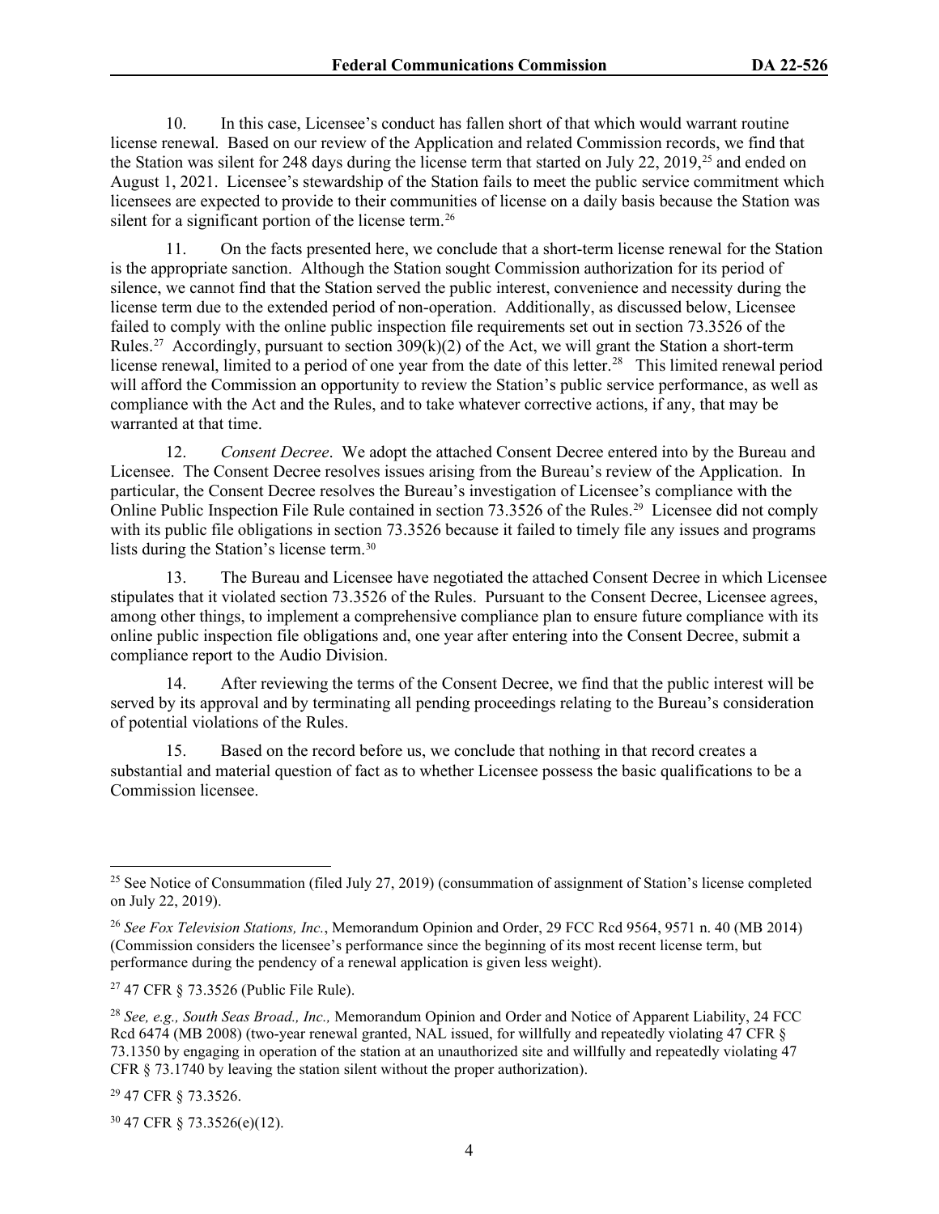10. In this case, Licensee's conduct has fallen short of that which would warrant routine license renewal. Based on our review of the Application and related Commission records, we find that the Station was silent for 248 days during the license term that started on July 22, 2019,[25] and ended on August 1, 2021. Licensee's stewardship of the Station fails to meet the public service commitment which licensees are expected to provide to their communities of license on a daily basis because the Station was silent for a significant portion of the license term.[26]

11. On the facts presented here, we conclude that a short-term license renewal for the Station is the appropriate sanction. Although the Station sought Commission authorization for its period of silence, we cannot find that the Station served the public interest, convenience and necessity during the license term due to the extended period of non-operation. Additionally, as discussed below, Licensee failed to comply with the online public inspection file requirements set out in section 73.3526 of the Rules.[27] Accordingly, pursuant to section 309(k)(2) of the Act, we will grant the Station a short-term license renewal, limited to a period of one year from the date of this letter.[28] This limited renewal period will afford the Commission an opportunity to review the Station's public service performance, as well as compliance with the Act and the Rules, and to take whatever corrective actions, if any, that may be warranted at that time.

12. *Consent Decree*. We adopt the attached Consent Decree entered into by the Bureau and Licensee. The Consent Decree resolves issues arising from the Bureau's review of the Application. In particular, the Consent Decree resolves the Bureau's investigation of Licensee's compliance with the Online Public Inspection File Rule contained in section 73.3526 of the Rules.[29] Licensee did not comply with its public file obligations in section 73.3526 because it failed to timely file any issues and programs lists during the Station's license term.[30]

13. The Bureau and Licensee have negotiated the attached Consent Decree in which Licensee stipulates that it violated section 73.3526 of the Rules. Pursuant to the Consent Decree, Licensee agrees, among other things, to implement a comprehensive compliance plan to ensure future compliance with its online public inspection file obligations and, one year after entering into the Consent Decree, submit a compliance report to the Audio Division.

14. After reviewing the terms of the Consent Decree, we find that the public interest will be served by its approval and by terminating all pending proceedings relating to the Bureau's consideration of potential violations of the Rules.

15. Based on the record before us, we conclude that nothing in that record creates a substantial and material question of fact as to whether Licensee possess the basic qualifications to be a Commission licensee.

---

[25] See Notice of Consummation (filed July 27, 2019) (consummation of assignment of Station's license completed on July 22, 2019).

[26] *See Fox Television Stations, Inc.*, Memorandum Opinion and Order, 29 FCC Rcd 9564, 9571 n. 40 (MB 2014) (Commission considers the licensee's performance since the beginning of its most recent license term, but performance during the pendency of a renewal application is given less weight).

[27] 47 CFR § 73.3526 (Public File Rule).

[28] *See, e.g., South Seas Broad., Inc.,* Memorandum Opinion and Order and Notice of Apparent Liability, 24 FCC Rcd 6474 (MB 2008) (two-year renewal granted, NAL issued, for willfully and repeatedly violating 47 CFR § 73.1350 by engaging in operation of the station at an unauthorized site and willfully and repeatedly violating 47 CFR § 73.1740 by leaving the station silent without the proper authorization).

[29] 47 CFR § 73.3526.

[30] 47 CFR § 73.3526(e)(12).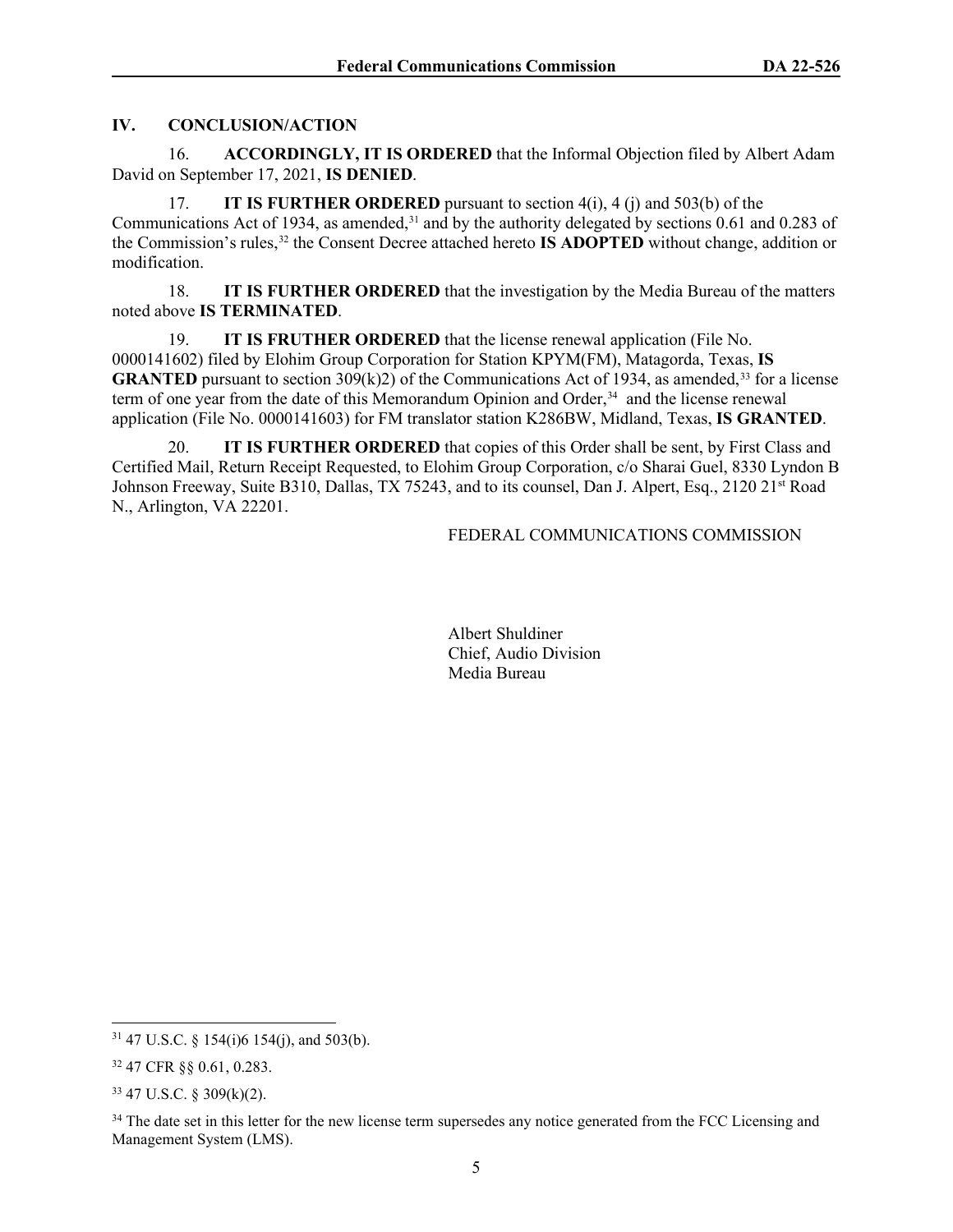## IV. CONCLUSION/ACTION

16. **ACCORDINGLY, IT IS ORDERED** that the Informal Objection filed by Albert Adam David on September 17, 2021, **IS DENIED**.

17. **IT IS FURTHER ORDERED** pursuant to section 4(i), 4 (j) and 503(b) of the Communications Act of 1934, as amended,[31] and by the authority delegated by sections 0.61 and 0.283 of the Commission's rules,[32] the Consent Decree attached hereto **IS ADOPTED** without change, addition or modification.

18. **IT IS FURTHER ORDERED** that the investigation by the Media Bureau of the matters noted above **IS TERMINATED**.

19. **IT IS FRUTHER ORDERED** that the license renewal application (File No. 0000141602) filed by Elohim Group Corporation for Station KPYM(FM), Matagorda, Texas, **IS GRANTED** pursuant to section 309(k)2) of the Communications Act of 1934, as amended,[33] for a license term of one year from the date of this Memorandum Opinion and Order,[34] and the license renewal application (File No. 0000141603) for FM translator station K286BW, Midland, Texas, **IS GRANTED**.

20. **IT IS FURTHER ORDERED** that copies of this Order shall be sent, by First Class and Certified Mail, Return Receipt Requested, to Elohim Group Corporation, c/o Sharai Guel, 8330 Lyndon B Johnson Freeway, Suite B310, Dallas, TX 75243, and to its counsel, Dan J. Alpert, Esq., 2120 21st Road N., Arlington, VA 22201.

FEDERAL COMMUNICATIONS COMMISSION

Albert Shuldiner
Chief, Audio Division
Media Bureau

---

[31] 47 U.S.C. § 154(i)6 154(j), and 503(b).

[32] 47 CFR §§ 0.61, 0.283.

[33] 47 U.S.C. § 309(k)(2).

[34] The date set in this letter for the new license term supersedes any notice generated from the FCC Licensing and Management System (LMS).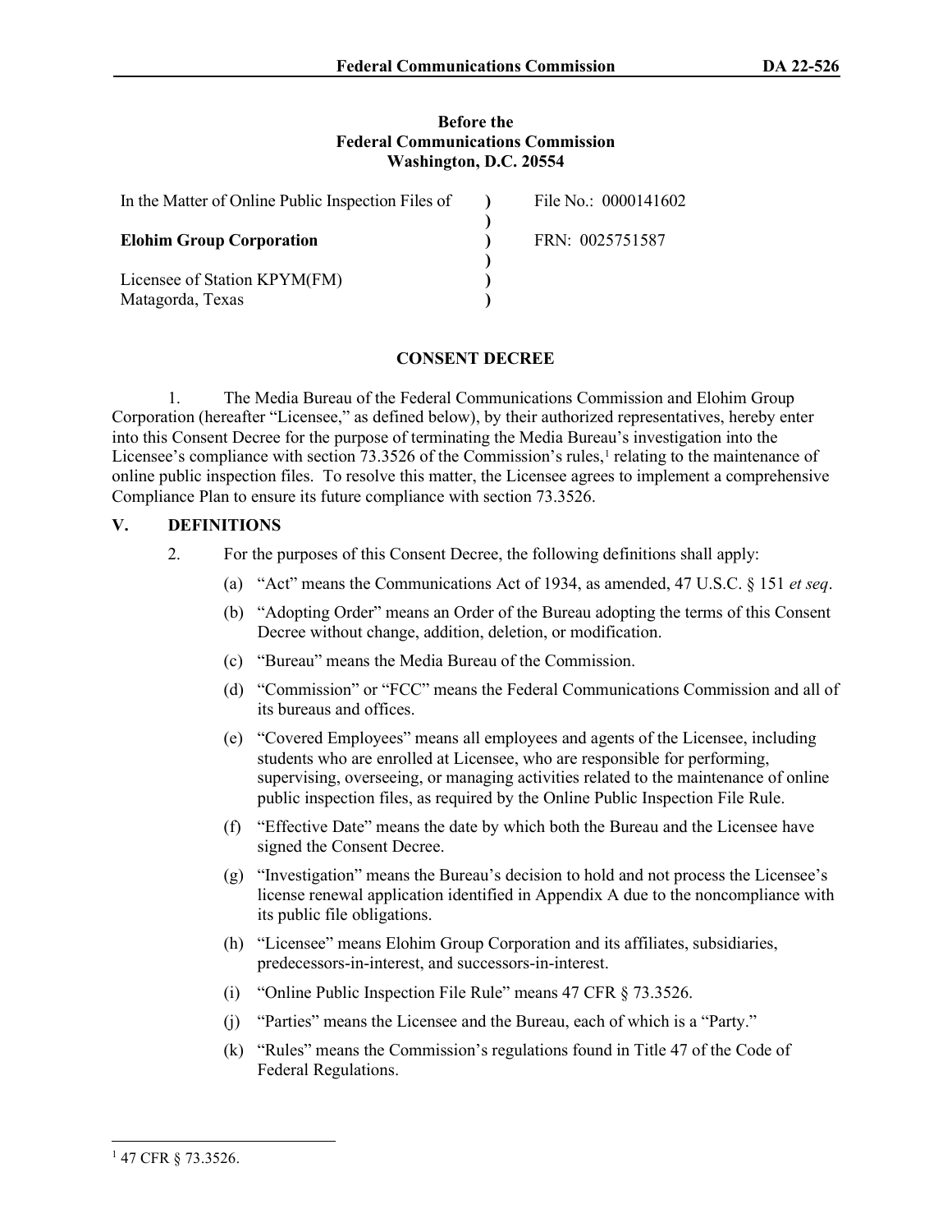**Before the**
**Federal Communications Commission**
**Washington, D.C. 20554**

| | | |
|---|---|---|
| In the Matter of Online Public Inspection Files of | ) | File No.: 0000141602 |
| | ) | |
| **Elohim Group Corporation** | ) | FRN: 0025751587 |
| | ) | |
| Licensee of Station KPYM(FM) | ) | |
| Matagorda, Texas | ) | |

## CONSENT DECREE

1. The Media Bureau of the Federal Communications Commission and Elohim Group Corporation (hereafter "Licensee," as defined below), by their authorized representatives, hereby enter into this Consent Decree for the purpose of terminating the Media Bureau's investigation into the Licensee's compliance with section 73.3526 of the Commission's rules,[1] relating to the maintenance of online public inspection files. To resolve this matter, the Licensee agrees to implement a comprehensive Compliance Plan to ensure its future compliance with section 73.3526.

## V. DEFINITIONS

2. For the purposes of this Consent Decree, the following definitions shall apply:

(a) "Act" means the Communications Act of 1934, as amended, 47 U.S.C. § 151 *et seq*.

(b) "Adopting Order" means an Order of the Bureau adopting the terms of this Consent Decree without change, addition, deletion, or modification.

(c) "Bureau" means the Media Bureau of the Commission.

(d) "Commission" or "FCC" means the Federal Communications Commission and all of its bureaus and offices.

(e) "Covered Employees" means all employees and agents of the Licensee, including students who are enrolled at Licensee, who are responsible for performing, supervising, overseeing, or managing activities related to the maintenance of online public inspection files, as required by the Online Public Inspection File Rule.

(f) "Effective Date" means the date by which both the Bureau and the Licensee have signed the Consent Decree.

(g) "Investigation" means the Bureau's decision to hold and not process the Licensee's license renewal application identified in Appendix A due to the noncompliance with its public file obligations.

(h) "Licensee" means Elohim Group Corporation and its affiliates, subsidiaries, predecessors-in-interest, and successors-in-interest.

(i) "Online Public Inspection File Rule" means 47 CFR § 73.3526.

(j) "Parties" means the Licensee and the Bureau, each of which is a "Party."

(k) "Rules" means the Commission's regulations found in Title 47 of the Code of Federal Regulations.

---

[1] 47 CFR § 73.3526.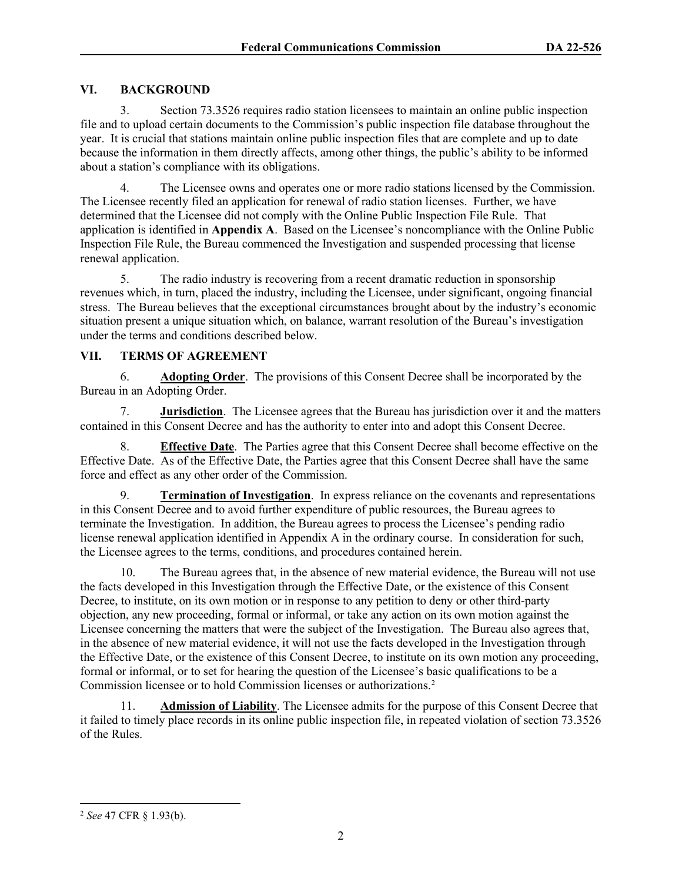## VI. BACKGROUND

3. Section 73.3526 requires radio station licensees to maintain an online public inspection file and to upload certain documents to the Commission's public inspection file database throughout the year. It is crucial that stations maintain online public inspection files that are complete and up to date because the information in them directly affects, among other things, the public's ability to be informed about a station's compliance with its obligations.

4. The Licensee owns and operates one or more radio stations licensed by the Commission. The Licensee recently filed an application for renewal of radio station licenses. Further, we have determined that the Licensee did not comply with the Online Public Inspection File Rule. That application is identified in **Appendix A**. Based on the Licensee's noncompliance with the Online Public Inspection File Rule, the Bureau commenced the Investigation and suspended processing that license renewal application.

5. The radio industry is recovering from a recent dramatic reduction in sponsorship revenues which, in turn, placed the industry, including the Licensee, under significant, ongoing financial stress. The Bureau believes that the exceptional circumstances brought about by the industry's economic situation present a unique situation which, on balance, warrant resolution of the Bureau's investigation under the terms and conditions described below.

## VII. TERMS OF AGREEMENT

6. **Adopting Order**. The provisions of this Consent Decree shall be incorporated by the Bureau in an Adopting Order.

7. **Jurisdiction**. The Licensee agrees that the Bureau has jurisdiction over it and the matters contained in this Consent Decree and has the authority to enter into and adopt this Consent Decree.

8. **Effective Date**. The Parties agree that this Consent Decree shall become effective on the Effective Date. As of the Effective Date, the Parties agree that this Consent Decree shall have the same force and effect as any other order of the Commission.

9. **Termination of Investigation**. In express reliance on the covenants and representations in this Consent Decree and to avoid further expenditure of public resources, the Bureau agrees to terminate the Investigation. In addition, the Bureau agrees to process the Licensee's pending radio license renewal application identified in Appendix A in the ordinary course. In consideration for such, the Licensee agrees to the terms, conditions, and procedures contained herein.

10. The Bureau agrees that, in the absence of new material evidence, the Bureau will not use the facts developed in this Investigation through the Effective Date, or the existence of this Consent Decree, to institute, on its own motion or in response to any petition to deny or other third-party objection, any new proceeding, formal or informal, or take any action on its own motion against the Licensee concerning the matters that were the subject of the Investigation. The Bureau also agrees that, in the absence of new material evidence, it will not use the facts developed in the Investigation through the Effective Date, or the existence of this Consent Decree, to institute on its own motion any proceeding, formal or informal, or to set for hearing the question of the Licensee's basic qualifications to be a Commission licensee or to hold Commission licenses or authorizations.[2]

11. **Admission of Liability**. The Licensee admits for the purpose of this Consent Decree that it failed to timely place records in its online public inspection file, in repeated violation of section 73.3526 of the Rules.

---

[2] *See* 47 CFR § 1.93(b).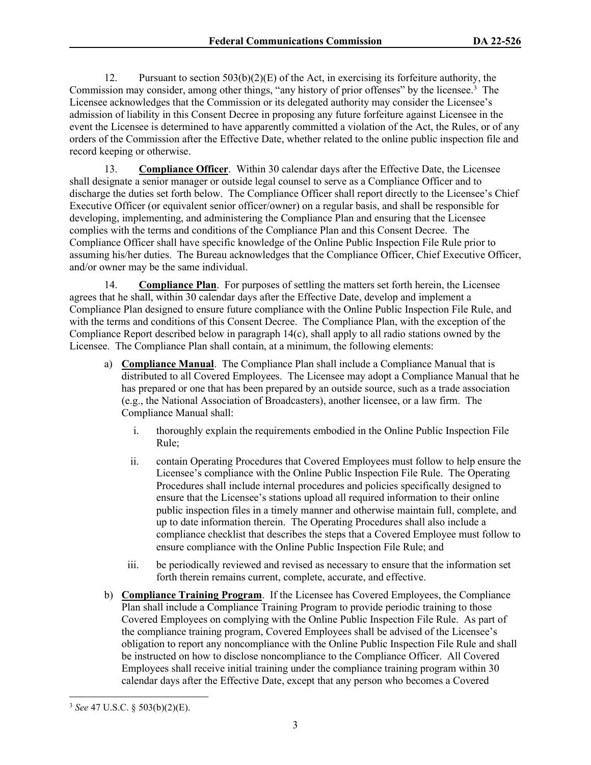12. Pursuant to section 503(b)(2)(E) of the Act, in exercising its forfeiture authority, the Commission may consider, among other things, "any history of prior offenses" by the licensee.[3] The Licensee acknowledges that the Commission or its delegated authority may consider the Licensee's admission of liability in this Consent Decree in proposing any future forfeiture against Licensee in the event the Licensee is determined to have apparently committed a violation of the Act, the Rules, or of any orders of the Commission after the Effective Date, whether related to the online public inspection file and record keeping or otherwise.

13. **Compliance Officer**. Within 30 calendar days after the Effective Date, the Licensee shall designate a senior manager or outside legal counsel to serve as a Compliance Officer and to discharge the duties set forth below. The Compliance Officer shall report directly to the Licensee's Chief Executive Officer (or equivalent senior officer/owner) on a regular basis, and shall be responsible for developing, implementing, and administering the Compliance Plan and ensuring that the Licensee complies with the terms and conditions of the Compliance Plan and this Consent Decree. The Compliance Officer shall have specific knowledge of the Online Public Inspection File Rule prior to assuming his/her duties. The Bureau acknowledges that the Compliance Officer, Chief Executive Officer, and/or owner may be the same individual.

14. **Compliance Plan**. For purposes of settling the matters set forth herein, the Licensee agrees that he shall, within 30 calendar days after the Effective Date, develop and implement a Compliance Plan designed to ensure future compliance with the Online Public Inspection File Rule, and with the terms and conditions of this Consent Decree. The Compliance Plan, with the exception of the Compliance Report described below in paragraph 14(c), shall apply to all radio stations owned by the Licensee. The Compliance Plan shall contain, at a minimum, the following elements:

a) **Compliance Manual**. The Compliance Plan shall include a Compliance Manual that is distributed to all Covered Employees. The Licensee may adopt a Compliance Manual that he has prepared or one that has been prepared by an outside source, such as a trade association (e.g., the National Association of Broadcasters), another licensee, or a law firm. The Compliance Manual shall:

   i. thoroughly explain the requirements embodied in the Online Public Inspection File Rule;

   ii. contain Operating Procedures that Covered Employees must follow to help ensure the Licensee's compliance with the Online Public Inspection File Rule. The Operating Procedures shall include internal procedures and policies specifically designed to ensure that the Licensee's stations upload all required information to their online public inspection files in a timely manner and otherwise maintain full, complete, and up to date information therein. The Operating Procedures shall also include a compliance checklist that describes the steps that a Covered Employee must follow to ensure compliance with the Online Public Inspection File Rule; and

   iii. be periodically reviewed and revised as necessary to ensure that the information set forth therein remains current, complete, accurate, and effective.

b) **Compliance Training Program**. If the Licensee has Covered Employees, the Compliance Plan shall include a Compliance Training Program to provide periodic training to those Covered Employees on complying with the Online Public Inspection File Rule. As part of the compliance training program, Covered Employees shall be advised of the Licensee's obligation to report any noncompliance with the Online Public Inspection File Rule and shall be instructed on how to disclose noncompliance to the Compliance Officer. All Covered Employees shall receive initial training under the compliance training program within 30 calendar days after the Effective Date, except that any person who becomes a Covered

---

[3] *See* 47 U.S.C. § 503(b)(2)(E).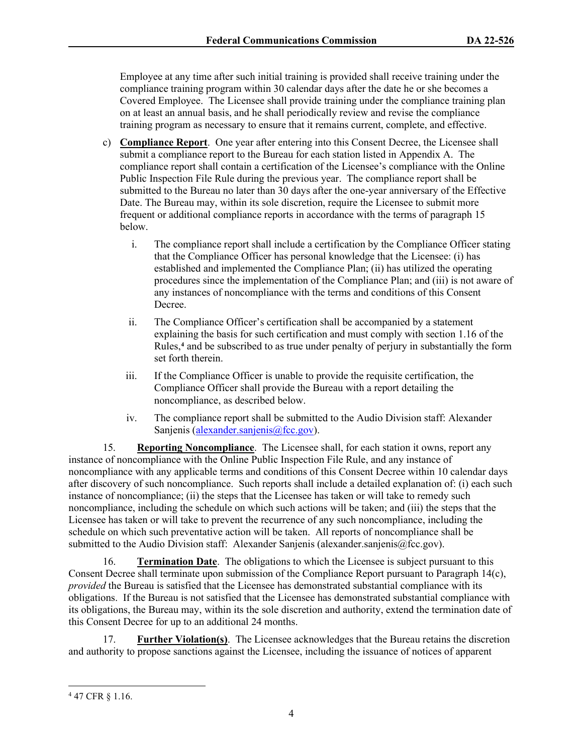Employee at any time after such initial training is provided shall receive training under the compliance training program within 30 calendar days after the date he or she becomes a Covered Employee. The Licensee shall provide training under the compliance training plan on at least an annual basis, and he shall periodically review and revise the compliance training program as necessary to ensure that it remains current, complete, and effective.

c) **Compliance Report**. One year after entering into this Consent Decree, the Licensee shall submit a compliance report to the Bureau for each station listed in Appendix A. The compliance report shall contain a certification of the Licensee's compliance with the Online Public Inspection File Rule during the previous year. The compliance report shall be submitted to the Bureau no later than 30 days after the one-year anniversary of the Effective Date. The Bureau may, within its sole discretion, require the Licensee to submit more frequent or additional compliance reports in accordance with the terms of paragraph 15 below.

   i. The compliance report shall include a certification by the Compliance Officer stating that the Compliance Officer has personal knowledge that the Licensee: (i) has established and implemented the Compliance Plan; (ii) has utilized the operating procedures since the implementation of the Compliance Plan; and (iii) is not aware of any instances of noncompliance with the terms and conditions of this Consent Decree.

   ii. The Compliance Officer's certification shall be accompanied by a statement explaining the basis for such certification and must comply with section 1.16 of the Rules,[4] and be subscribed to as true under penalty of perjury in substantially the form set forth therein.

   iii. If the Compliance Officer is unable to provide the requisite certification, the Compliance Officer shall provide the Bureau with a report detailing the noncompliance, as described below.

   iv. The compliance report shall be submitted to the Audio Division staff: Alexander Sanjenis (alexander.sanjenis@fcc.gov).

15. **Reporting Noncompliance**. The Licensee shall, for each station it owns, report any instance of noncompliance with the Online Public Inspection File Rule, and any instance of noncompliance with any applicable terms and conditions of this Consent Decree within 10 calendar days after discovery of such noncompliance. Such reports shall include a detailed explanation of: (i) each such instance of noncompliance; (ii) the steps that the Licensee has taken or will take to remedy such noncompliance, including the schedule on which such actions will be taken; and (iii) the steps that the Licensee has taken or will take to prevent the recurrence of any such noncompliance, including the schedule on which such preventative action will be taken. All reports of noncompliance shall be submitted to the Audio Division staff: Alexander Sanjenis (alexander.sanjenis@fcc.gov).

16. **Termination Date**. The obligations to which the Licensee is subject pursuant to this Consent Decree shall terminate upon submission of the Compliance Report pursuant to Paragraph 14(c), *provided* the Bureau is satisfied that the Licensee has demonstrated substantial compliance with its obligations. If the Bureau is not satisfied that the Licensee has demonstrated substantial compliance with its obligations, the Bureau may, within its the sole discretion and authority, extend the termination date of this Consent Decree for up to an additional 24 months.

17. **Further Violation(s)**. The Licensee acknowledges that the Bureau retains the discretion and authority to propose sanctions against the Licensee, including the issuance of notices of apparent

---

[4] 47 CFR § 1.16.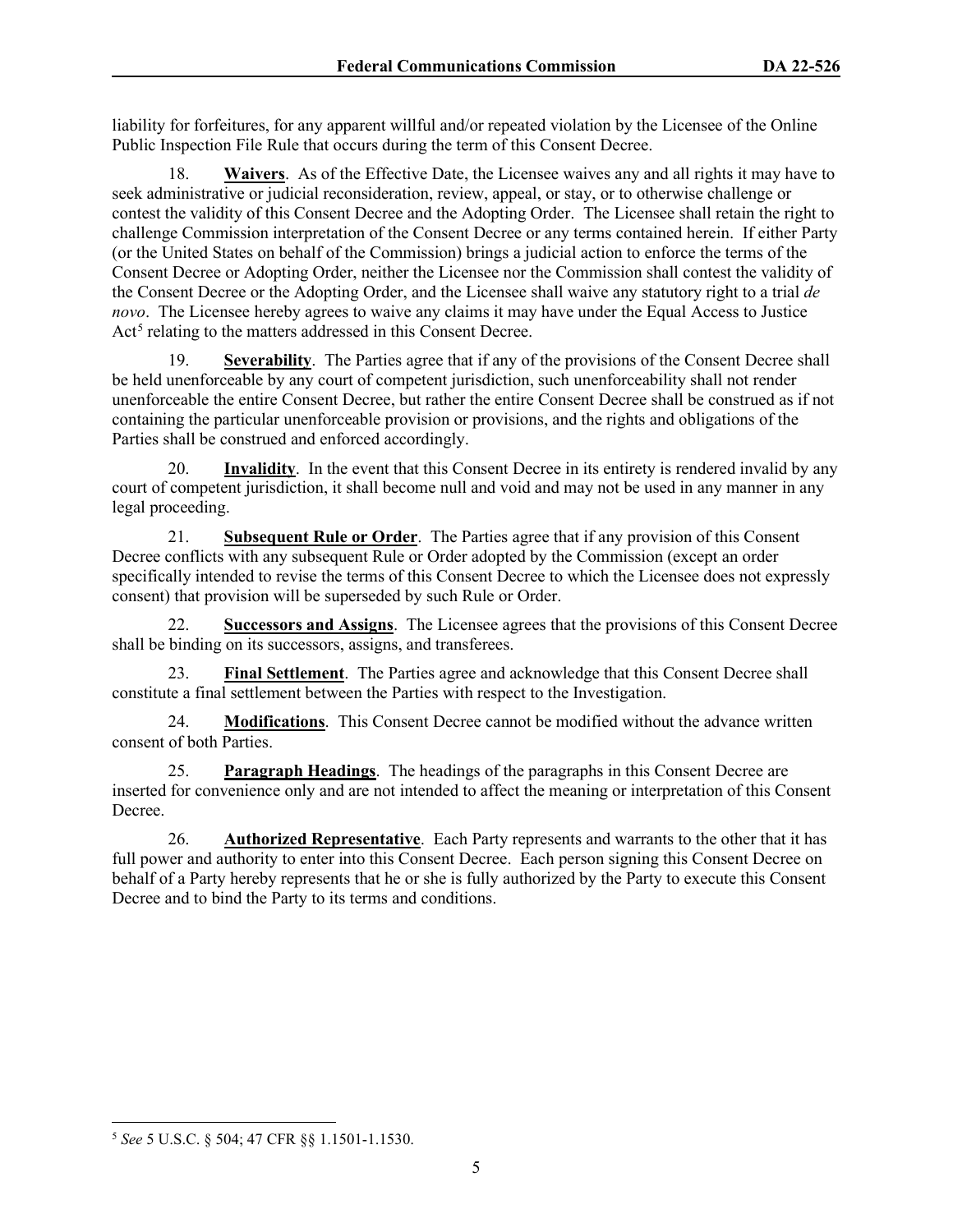liability for forfeitures, for any apparent willful and/or repeated violation by the Licensee of the Online Public Inspection File Rule that occurs during the term of this Consent Decree.

18. **Waivers**. As of the Effective Date, the Licensee waives any and all rights it may have to seek administrative or judicial reconsideration, review, appeal, or stay, or to otherwise challenge or contest the validity of this Consent Decree and the Adopting Order. The Licensee shall retain the right to challenge Commission interpretation of the Consent Decree or any terms contained herein. If either Party (or the United States on behalf of the Commission) brings a judicial action to enforce the terms of the Consent Decree or Adopting Order, neither the Licensee nor the Commission shall contest the validity of the Consent Decree or the Adopting Order, and the Licensee shall waive any statutory right to a trial *de novo*. The Licensee hereby agrees to waive any claims it may have under the Equal Access to Justice Act[5] relating to the matters addressed in this Consent Decree.

19. **Severability**. The Parties agree that if any of the provisions of the Consent Decree shall be held unenforceable by any court of competent jurisdiction, such unenforceability shall not render unenforceable the entire Consent Decree, but rather the entire Consent Decree shall be construed as if not containing the particular unenforceable provision or provisions, and the rights and obligations of the Parties shall be construed and enforced accordingly.

20. **Invalidity**. In the event that this Consent Decree in its entirety is rendered invalid by any court of competent jurisdiction, it shall become null and void and may not be used in any manner in any legal proceeding.

21. **Subsequent Rule or Order**. The Parties agree that if any provision of this Consent Decree conflicts with any subsequent Rule or Order adopted by the Commission (except an order specifically intended to revise the terms of this Consent Decree to which the Licensee does not expressly consent) that provision will be superseded by such Rule or Order.

22. **Successors and Assigns**. The Licensee agrees that the provisions of this Consent Decree shall be binding on its successors, assigns, and transferees.

23. **Final Settlement**. The Parties agree and acknowledge that this Consent Decree shall constitute a final settlement between the Parties with respect to the Investigation.

24. **Modifications**. This Consent Decree cannot be modified without the advance written consent of both Parties.

25. **Paragraph Headings**. The headings of the paragraphs in this Consent Decree are inserted for convenience only and are not intended to affect the meaning or interpretation of this Consent Decree.

26. **Authorized Representative**. Each Party represents and warrants to the other that it has full power and authority to enter into this Consent Decree. Each person signing this Consent Decree on behalf of a Party hereby represents that he or she is fully authorized by the Party to execute this Consent Decree and to bind the Party to its terms and conditions.

---

[5] *See* 5 U.S.C. § 504; 47 CFR §§ 1.1501-1.1530.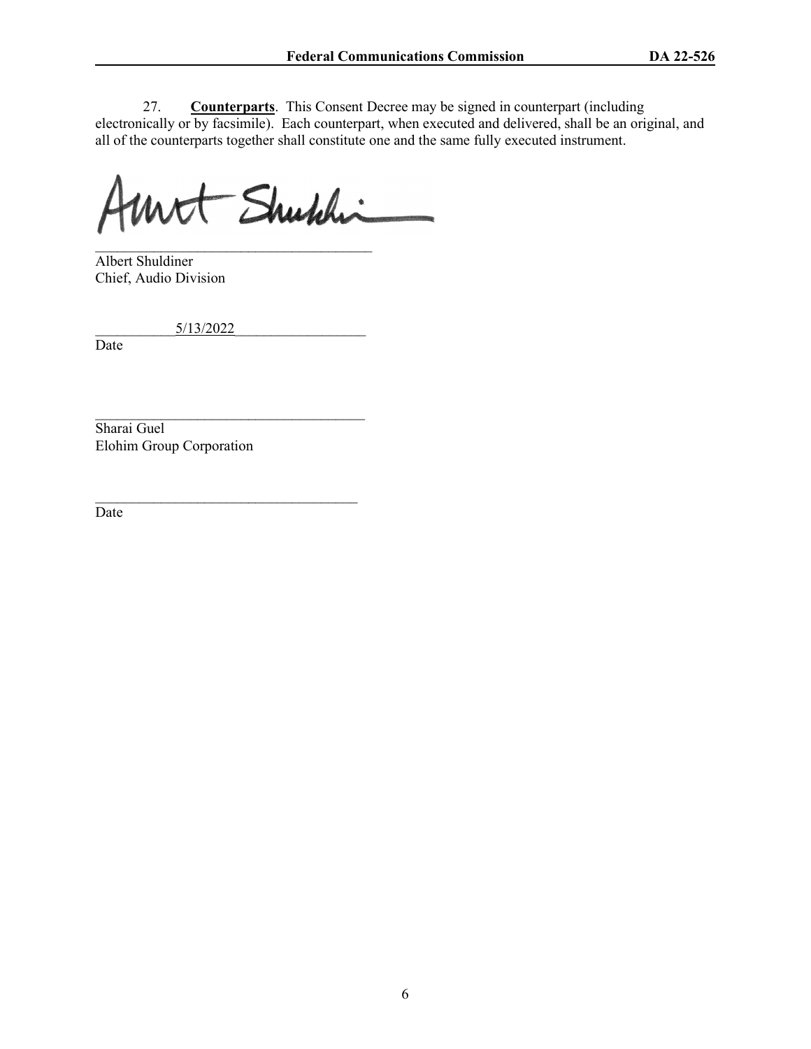27. **Counterparts**. This Consent Decree may be signed in counterpart (including electronically or by facsimile). Each counterpart, when executed and delivered, shall be an original, and all of the counterparts together shall constitute one and the same fully executed instrument.

______________________________________
Albert Shuldiner
Chief, Audio Division

___________5/13/2022_________________
Date

______________________________________
Sharai Guel
Elohim Group Corporation

______________________________________
Date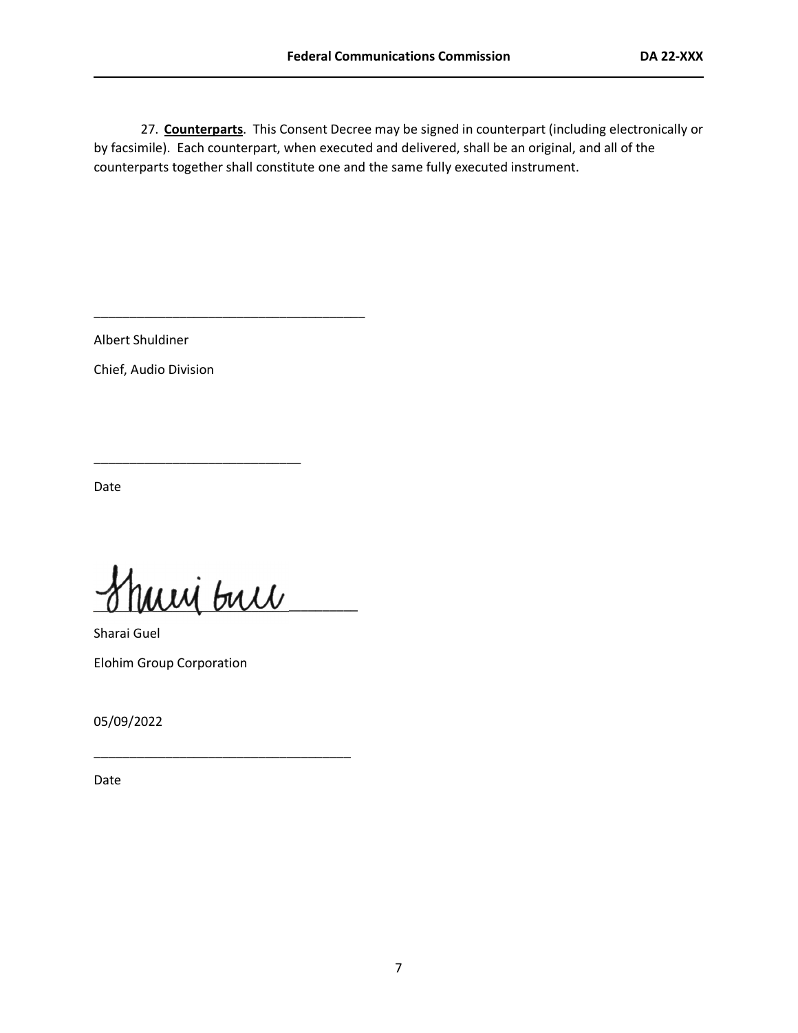27. **Counterparts**. This Consent Decree may be signed in counterpart (including electronically or by facsimile). Each counterpart, when executed and delivered, shall be an original, and all of the counterparts together shall constitute one and the same fully executed instrument.

\_\_\_\_\_\_\_\_\_\_\_\_\_\_\_\_\_\_\_\_\_\_\_\_\_\_\_\_\_\_\_\_\_\_\_\_\_\_\_\_

Albert Shuldiner

Chief, Audio Division

\_\_\_\_\_\_\_\_\_\_\_\_\_\_\_\_\_\_\_\_\_\_\_\_\_\_\_\_\_\_

Date

\_\_\_\_\_\_\_\_\_\_\_\_\_\_\_\_\_\_\_\_\_\_\_\_\_\_\_\_\_\_\_\_\_\_\_\_\_\_\_\_

Sharai Guel

Elohim Group Corporation

05/09/2022

\_\_\_\_\_\_\_\_\_\_\_\_\_\_\_\_\_\_\_\_\_\_\_\_\_\_\_\_\_\_\_\_\_\_\_\_\_\_

Date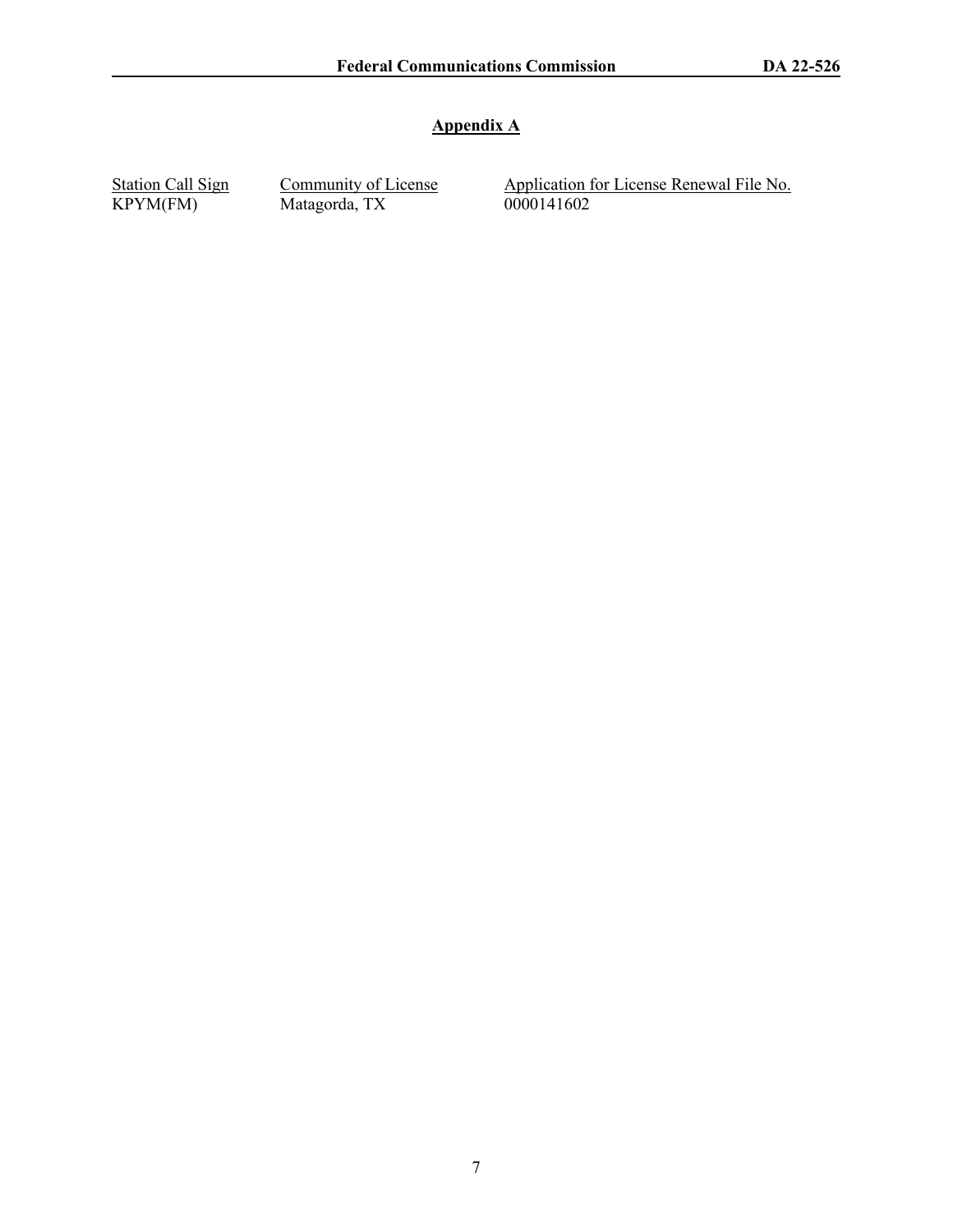## Appendix A

| Station Call Sign | Community of License | Application for License Renewal File No. |
|---|---|---|
| KPYM(FM) | Matagorda, TX | 0000141602 |